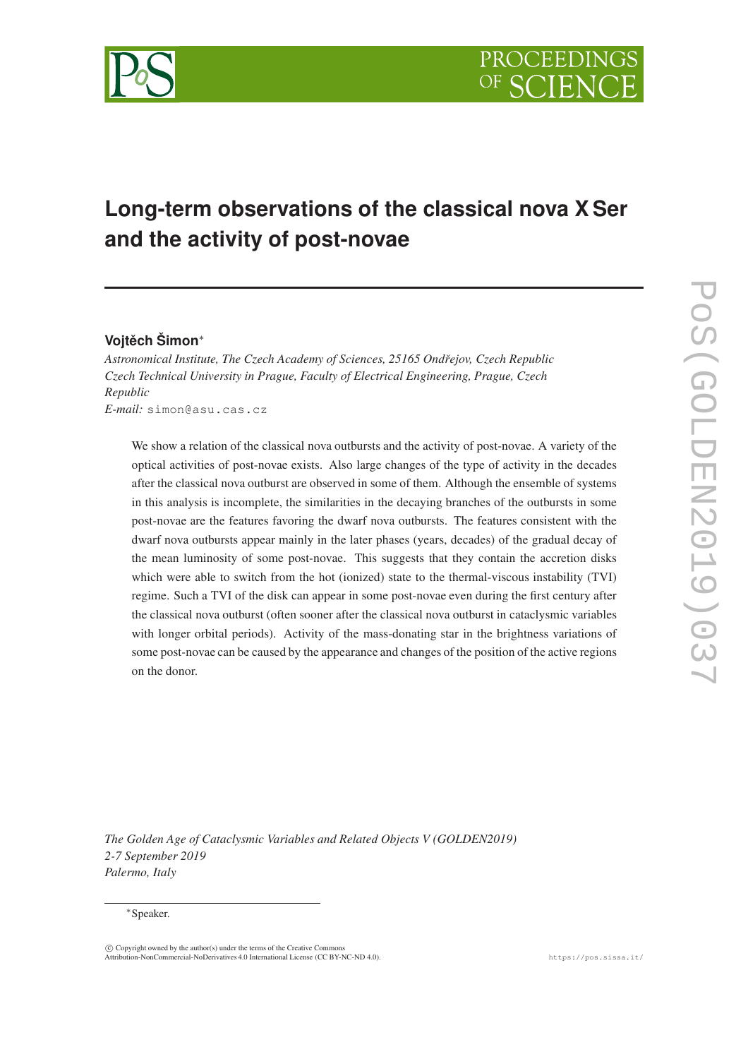# Long-term observations of the classical nova X Ser and the activity of post-novae

**Vojtěch Šimon***

*Astronomical Institute, The Czech Academy of Sciences, 25165 Ondřejov, Czech Republic*
*Czech Technical University in Prague, Faculty of Electrical Engineering, Prague, Czech Republic*
*E-mail:* simon@asu.cas.cz

We show a relation of the classical nova outbursts and the activity of post-novae. A variety of the optical activities of post-novae exists. Also large changes of the type of activity in the decades after the classical nova outburst are observed in some of them. Although the ensemble of systems in this analysis is incomplete, the similarities in the decaying branches of the outbursts in some post-novae are the features favoring the dwarf nova outbursts. The features consistent with the dwarf nova outbursts appear mainly in the later phases (years, decades) of the gradual decay of the mean luminosity of some post-novae. This suggests that they contain the accretion disks which were able to switch from the hot (ionized) state to the thermal-viscous instability (TVI) regime. Such a TVI of the disk can appear in some post-novae even during the first century after the classical nova outburst (often sooner after the classical nova outburst in cataclysmic variables with longer orbital periods). Activity of the mass-donating star in the brightness variations of some post-novae can be caused by the appearance and changes of the position of the active regions on the donor.

*The Golden Age of Cataclysmic Variables and Related Objects V (GOLDEN2019)*
*2-7 September 2019*
*Palermo, Italy*

*Speaker.

© Copyright owned by the author(s) under the terms of the Creative Commons Attribution-NonCommercial-NoDerivatives 4.0 International License (CC BY-NC-ND 4.0).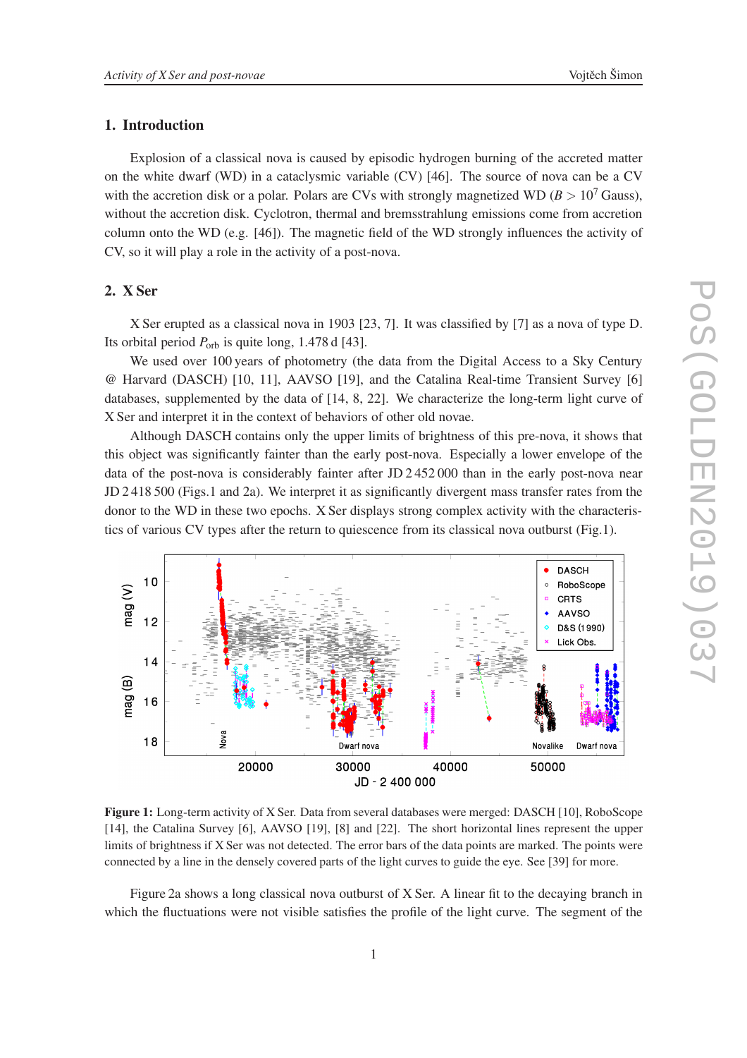## 1. Introduction

Explosion of a classical nova is caused by episodic hydrogen burning of the accreted matter on the white dwarf (WD) in a cataclysmic variable (CV) [46]. The source of nova can be a CV with the accretion disk or a polar. Polars are CVs with strongly magnetized WD ($B > 10^7$ Gauss), without the accretion disk. Cyclotron, thermal and bremsstrahlung emissions come from accretion column onto the WD (e.g. [46]). The magnetic field of the WD strongly influences the activity of CV, so it will play a role in the activity of a post-nova.

## 2. X Ser

X Ser erupted as a classical nova in 1903 [23, 7]. It was classified by [7] as a nova of type D. Its orbital period $P_{\rm orb}$ is quite long, 1.478 d [43].

We used over 100 years of photometry (the data from the Digital Access to a Sky Century @ Harvard (DASCH) [10, 11], AAVSO [19], and the Catalina Real-time Transient Survey [6] databases, supplemented by the data of [14, 8, 22]. We characterize the long-term light curve of X Ser and interpret it in the context of behaviors of other old novae.

Although DASCH contains only the upper limits of brightness of this pre-nova, it shows that this object was significantly fainter than the early post-nova. Especially a lower envelope of the data of the post-nova is considerably fainter after JD 2 452 000 than in the early post-nova near JD 2 418 500 (Figs.1 and 2a). We interpret it as significantly divergent mass transfer rates from the donor to the WD in these two epochs. X Ser displays strong complex activity with the characteristics of various CV types after the return to quiescence from its classical nova outburst (Fig.1).

**Figure 1:** Long-term activity of X Ser. Data from several databases were merged: DASCH [10], RoboScope [14], the Catalina Survey [6], AAVSO [19], [8] and [22]. The short horizontal lines represent the upper limits of brightness if X Ser was not detected. The error bars of the data points are marked. The points were connected by a line in the densely covered parts of the light curves to guide the eye. See [39] for more.

Figure 2a shows a long classical nova outburst of X Ser. A linear fit to the decaying branch in which the fluctuations were not visible satisfies the profile of the light curve. The segment of the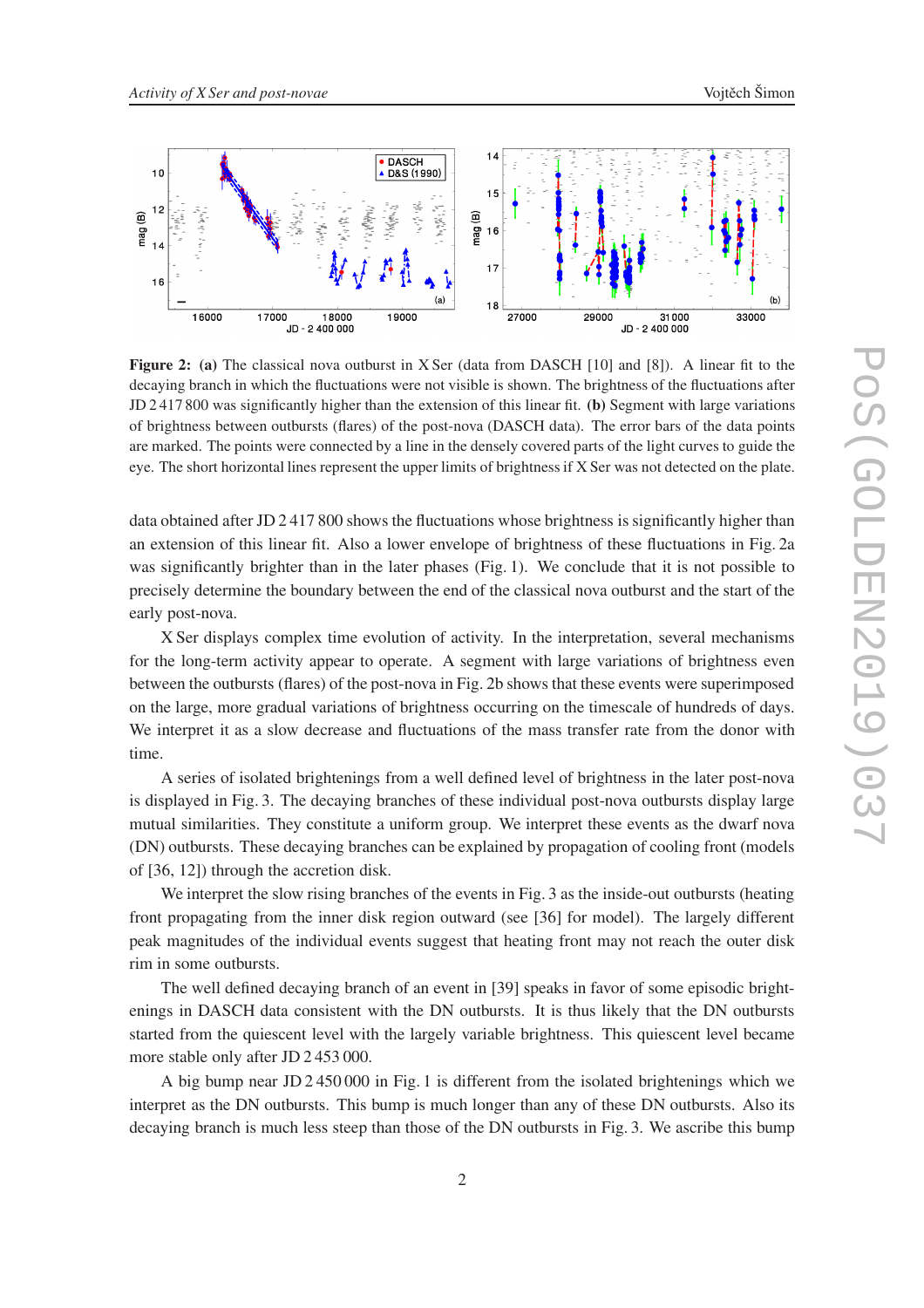**Figure 2:** **(a)** The classical nova outburst in X Ser (data from DASCH [10] and [8]). A linear fit to the decaying branch in which the fluctuations were not visible is shown. The brightness of the fluctuations after JD 2 417 800 was significantly higher than the extension of this linear fit. **(b)** Segment with large variations of brightness between outbursts (flares) of the post-nova (DASCH data). The error bars of the data points are marked. The points were connected by a line in the densely covered parts of the light curves to guide the eye. The short horizontal lines represent the upper limits of brightness if X Ser was not detected on the plate.

data obtained after JD 2 417 800 shows the fluctuations whose brightness is significantly higher than an extension of this linear fit. Also a lower envelope of brightness of these fluctuations in Fig. 2a was significantly brighter than in the later phases (Fig. 1). We conclude that it is not possible to precisely determine the boundary between the end of the classical nova outburst and the start of the early post-nova.

X Ser displays complex time evolution of activity. In the interpretation, several mechanisms for the long-term activity appear to operate. A segment with large variations of brightness even between the outbursts (flares) of the post-nova in Fig. 2b shows that these events were superimposed on the large, more gradual variations of brightness occurring on the timescale of hundreds of days. We interpret it as a slow decrease and fluctuations of the mass transfer rate from the donor with time.

A series of isolated brightenings from a well defined level of brightness in the later post-nova is displayed in Fig. 3. The decaying branches of these individual post-nova outbursts display large mutual similarities. They constitute a uniform group. We interpret these events as the dwarf nova (DN) outbursts. These decaying branches can be explained by propagation of cooling front (models of [36, 12]) through the accretion disk.

We interpret the slow rising branches of the events in Fig. 3 as the inside-out outbursts (heating front propagating from the inner disk region outward (see [36] for model). The largely different peak magnitudes of the individual events suggest that heating front may not reach the outer disk rim in some outbursts.

The well defined decaying branch of an event in [39] speaks in favor of some episodic brightenings in DASCH data consistent with the DN outbursts. It is thus likely that the DN outbursts started from the quiescent level with the largely variable brightness. This quiescent level became more stable only after JD 2 453 000.

A big bump near JD 2 450 000 in Fig. 1 is different from the isolated brightenings which we interpret as the DN outbursts. This bump is much longer than any of these DN outbursts. Also its decaying branch is much less steep than those of the DN outbursts in Fig. 3. We ascribe this bump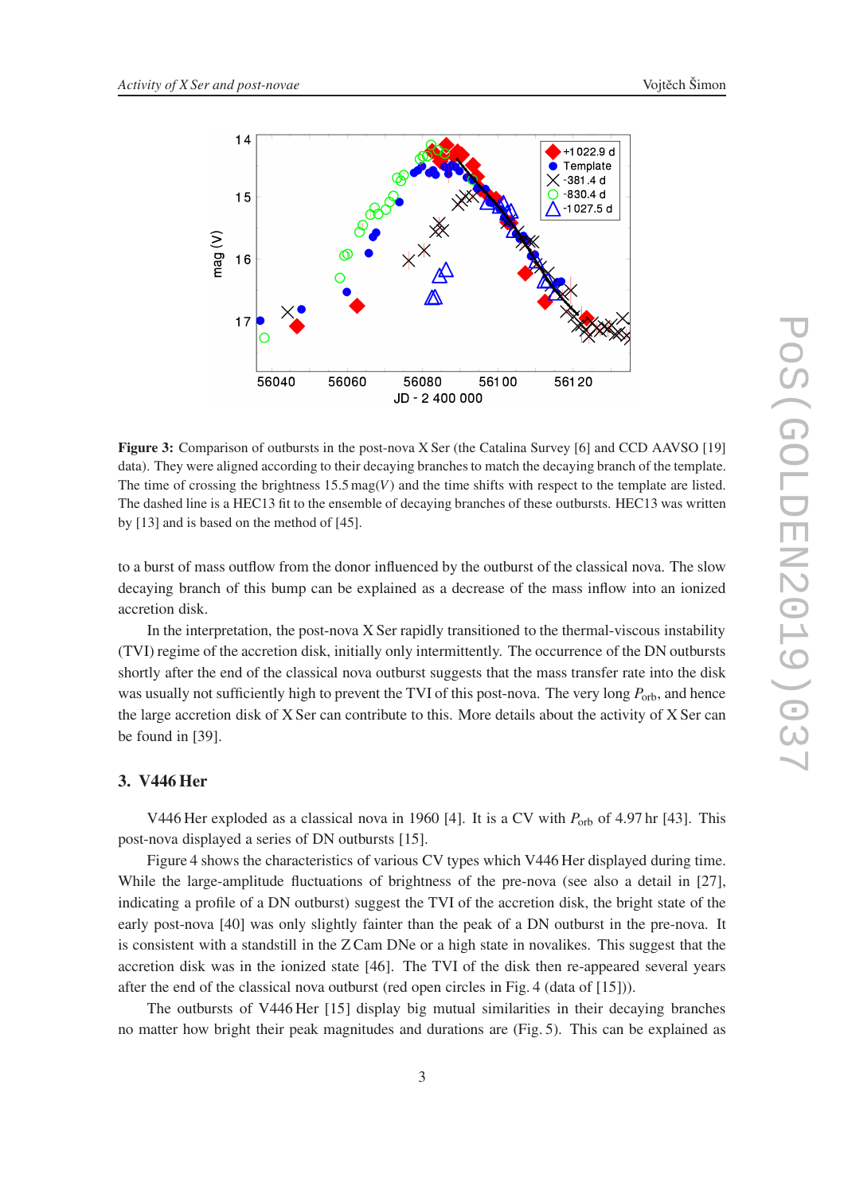**Figure 3:** Comparison of outbursts in the post-nova X Ser (the Catalina Survey [6] and CCD AAVSO [19] data). They were aligned according to their decaying branches to match the decaying branch of the template. The time of crossing the brightness 15.5 mag($V$) and the time shifts with respect to the template are listed. The dashed line is a HEC13 fit to the ensemble of decaying branches of these outbursts. HEC13 was written by [13] and is based on the method of [45].

to a burst of mass outflow from the donor influenced by the outburst of the classical nova. The slow decaying branch of this bump can be explained as a decrease of the mass inflow into an ionized accretion disk.

In the interpretation, the post-nova X Ser rapidly transitioned to the thermal-viscous instability (TVI) regime of the accretion disk, initially only intermittently. The occurrence of the DN outbursts shortly after the end of the classical nova outburst suggests that the mass transfer rate into the disk was usually not sufficiently high to prevent the TVI of this post-nova. The very long $P_{orb}$, and hence the large accretion disk of X Ser can contribute to this. More details about the activity of X Ser can be found in [39].

## 3. V446 Her

V446 Her exploded as a classical nova in 1960 [4]. It is a CV with $P_{orb}$ of 4.97 hr [43]. This post-nova displayed a series of DN outbursts [15].

Figure 4 shows the characteristics of various CV types which V446 Her displayed during time. While the large-amplitude fluctuations of brightness of the pre-nova (see also a detail in [27], indicating a profile of a DN outburst) suggest the TVI of the accretion disk, the bright state of the early post-nova [40] was only slightly fainter than the peak of a DN outburst in the pre-nova. It is consistent with a standstill in the Z Cam DNe or a high state in novalikes. This suggest that the accretion disk was in the ionized state [46]. The TVI of the disk then re-appeared several years after the end of the classical nova outburst (red open circles in Fig. 4 (data of [15])).

The outbursts of V446 Her [15] display big mutual similarities in their decaying branches no matter how bright their peak magnitudes and durations are (Fig. 5). This can be explained as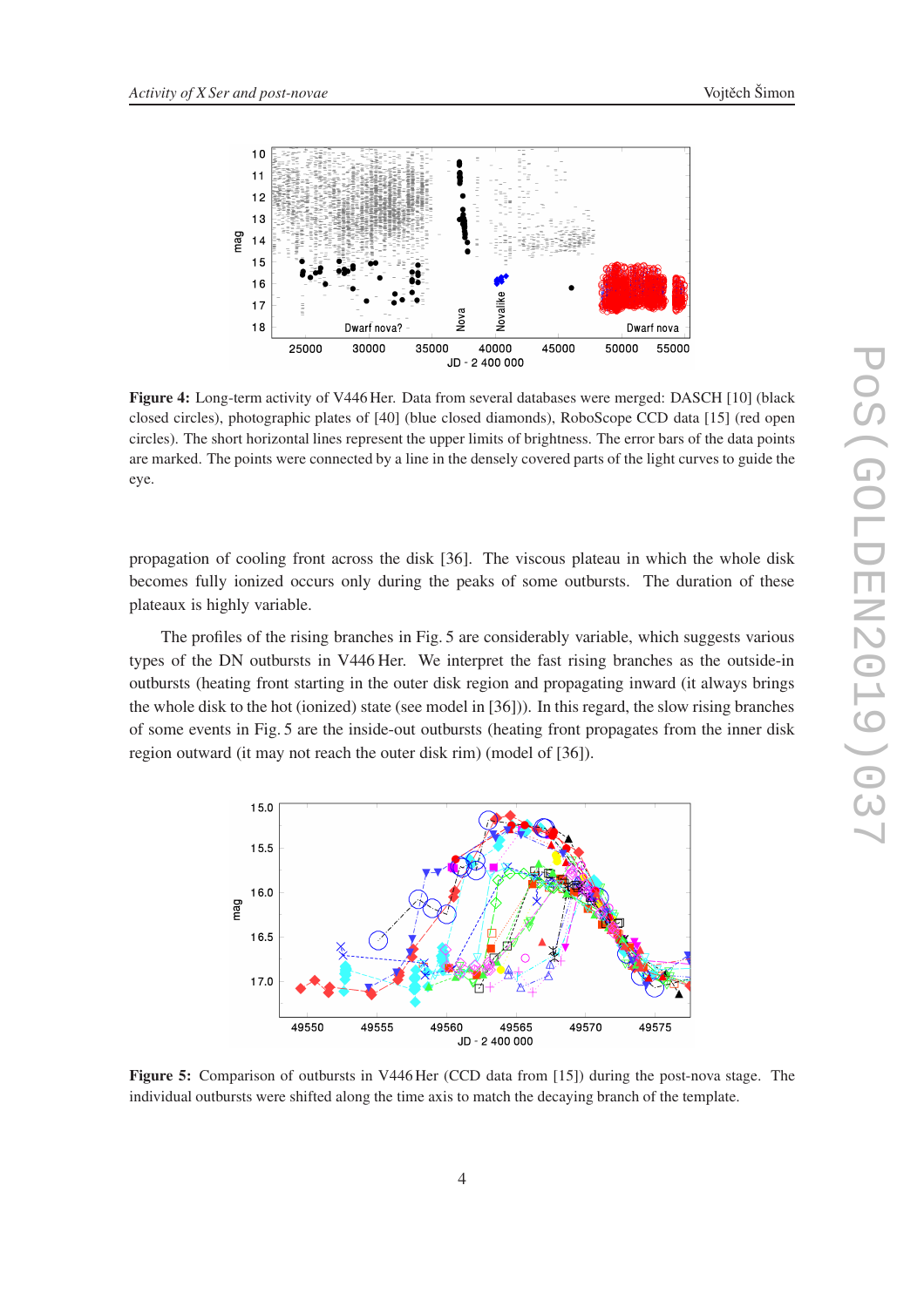**Figure 4:** Long-term activity of V446 Her. Data from several databases were merged: DASCH [10] (black closed circles), photographic plates of [40] (blue closed diamonds), RoboScope CCD data [15] (red open circles). The short horizontal lines represent the upper limits of brightness. The error bars of the data points are marked. The points were connected by a line in the densely covered parts of the light curves to guide the eye.

propagation of cooling front across the disk [36]. The viscous plateau in which the whole disk becomes fully ionized occurs only during the peaks of some outbursts. The duration of these plateaux is highly variable.

The profiles of the rising branches in Fig. 5 are considerably variable, which suggests various types of the DN outbursts in V446 Her. We interpret the fast rising branches as the outside-in outbursts (heating front starting in the outer disk region and propagating inward (it always brings the whole disk to the hot (ionized) state (see model in [36])). In this regard, the slow rising branches of some events in Fig. 5 are the inside-out outbursts (heating front propagates from the inner disk region outward (it may not reach the outer disk rim) (model of [36]).

**Figure 5:** Comparison of outbursts in V446 Her (CCD data from [15]) during the post-nova stage. The individual outbursts were shifted along the time axis to match the decaying branch of the template.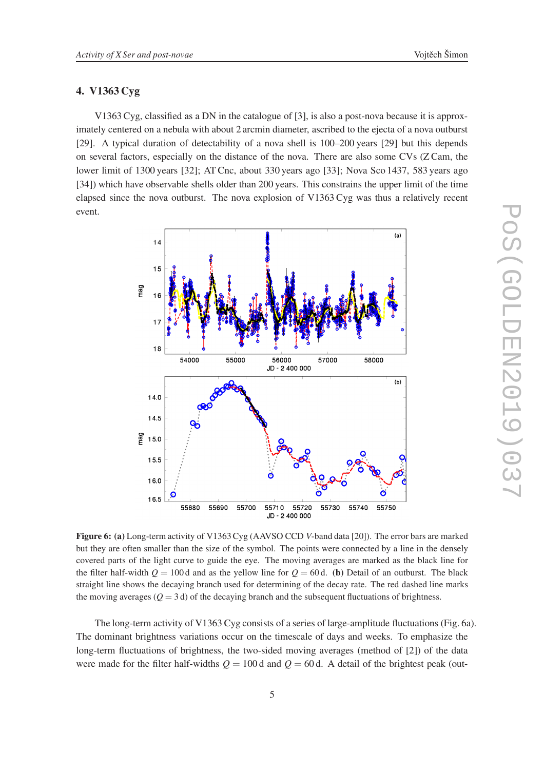## 4. V1363 Cyg

V1363 Cyg, classified as a DN in the catalogue of [3], is also a post-nova because it is approximately centered on a nebula with about 2 arcmin diameter, ascribed to the ejecta of a nova outburst [29]. A typical duration of detectability of a nova shell is 100–200 years [29] but this depends on several factors, especially on the distance of the nova. There are also some CVs (Z Cam, the lower limit of 1300 years [32]; AT Cnc, about 330 years ago [33]; Nova Sco 1437, 583 years ago [34]) which have observable shells older than 200 years. This constrains the upper limit of the time elapsed since the nova outburst. The nova explosion of V1363 Cyg was thus a relatively recent event.

**Figure 6:** **(a)** Long-term activity of V1363 Cyg (AAVSO CCD *V*-band data [20]). The error bars are marked but they are often smaller than the size of the symbol. The points were connected by a line in the densely covered parts of the light curve to guide the eye. The moving averages are marked as the black line for the filter half-width $Q = 100$ d and as the yellow line for $Q = 60$ d. **(b)** Detail of an outburst. The black straight line shows the decaying branch used for determining of the decay rate. The red dashed line marks the moving averages ($Q = 3$ d) of the decaying branch and the subsequent fluctuations of brightness.

The long-term activity of V1363 Cyg consists of a series of large-amplitude fluctuations (Fig. 6a). The dominant brightness variations occur on the timescale of days and weeks. To emphasize the long-term fluctuations of brightness, the two-sided moving averages (method of [2]) of the data were made for the filter half-widths $Q = 100$ d and $Q = 60$ d. A detail of the brightest peak (out-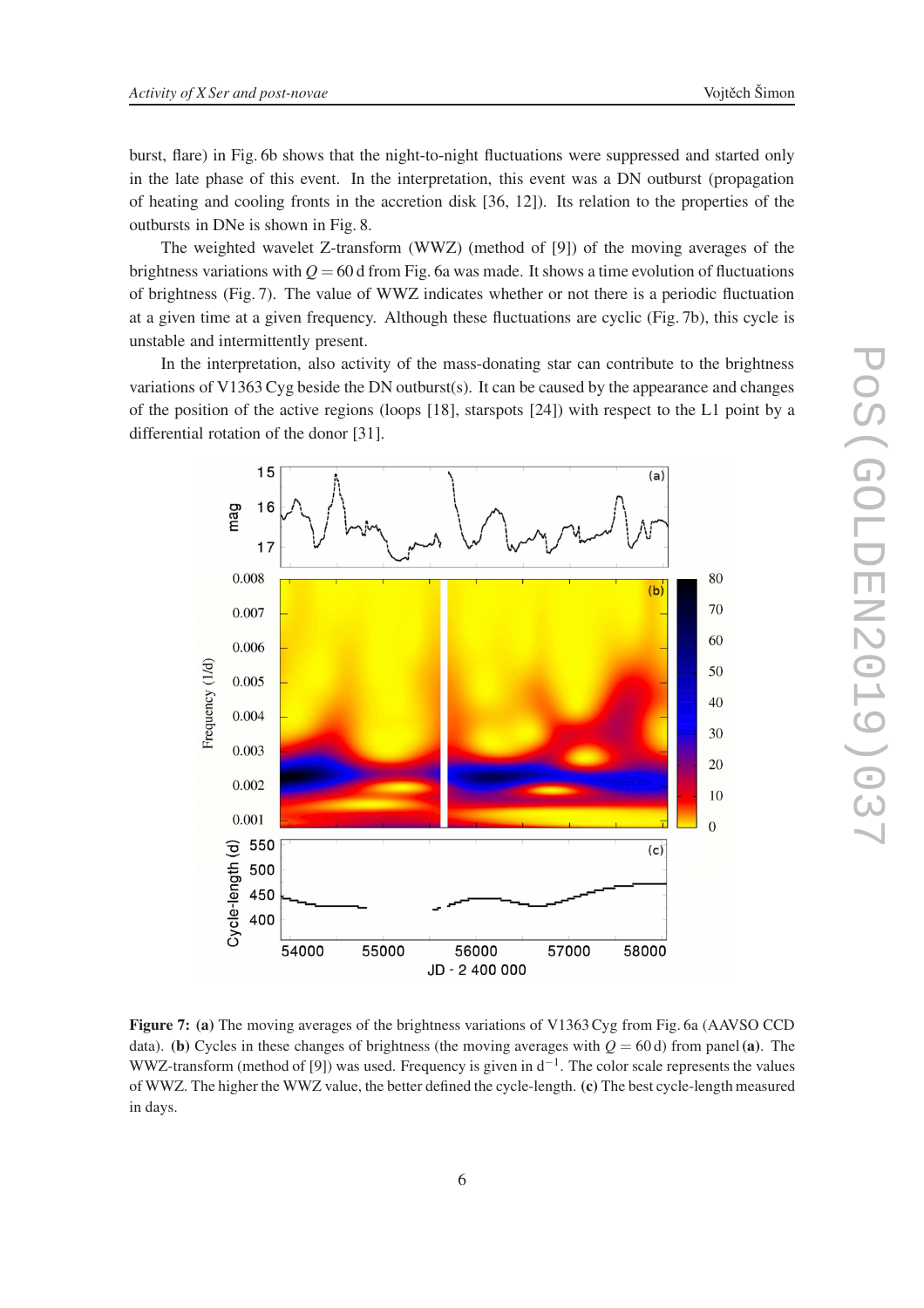burst, flare) in Fig. 6b shows that the night-to-night fluctuations were suppressed and started only in the late phase of this event. In the interpretation, this event was a DN outburst (propagation of heating and cooling fronts in the accretion disk [36, 12]). Its relation to the properties of the outbursts in DNe is shown in Fig. 8.

The weighted wavelet Z-transform (WWZ) (method of [9]) of the moving averages of the brightness variations with $Q = 60$ d from Fig. 6a was made. It shows a time evolution of fluctuations of brightness (Fig. 7). The value of WWZ indicates whether or not there is a periodic fluctuation at a given time at a given frequency. Although these fluctuations are cyclic (Fig. 7b), this cycle is unstable and intermittently present.

In the interpretation, also activity of the mass-donating star can contribute to the brightness variations of V1363 Cyg beside the DN outburst(s). It can be caused by the appearance and changes of the position of the active regions (loops [18], starspots [24]) with respect to the L1 point by a differential rotation of the donor [31].

**Figure 7:** **(a)** The moving averages of the brightness variations of V1363 Cyg from Fig. 6a (AAVSO CCD data). **(b)** Cycles in these changes of brightness (the moving averages with $Q = 60$ d) from panel **(a)**. The WWZ-transform (method of [9]) was used. Frequency is given in $\mathrm{d}^{-1}$. The color scale represents the values of WWZ. The higher the WWZ value, the better defined the cycle-length. **(c)** The best cycle-length measured in days.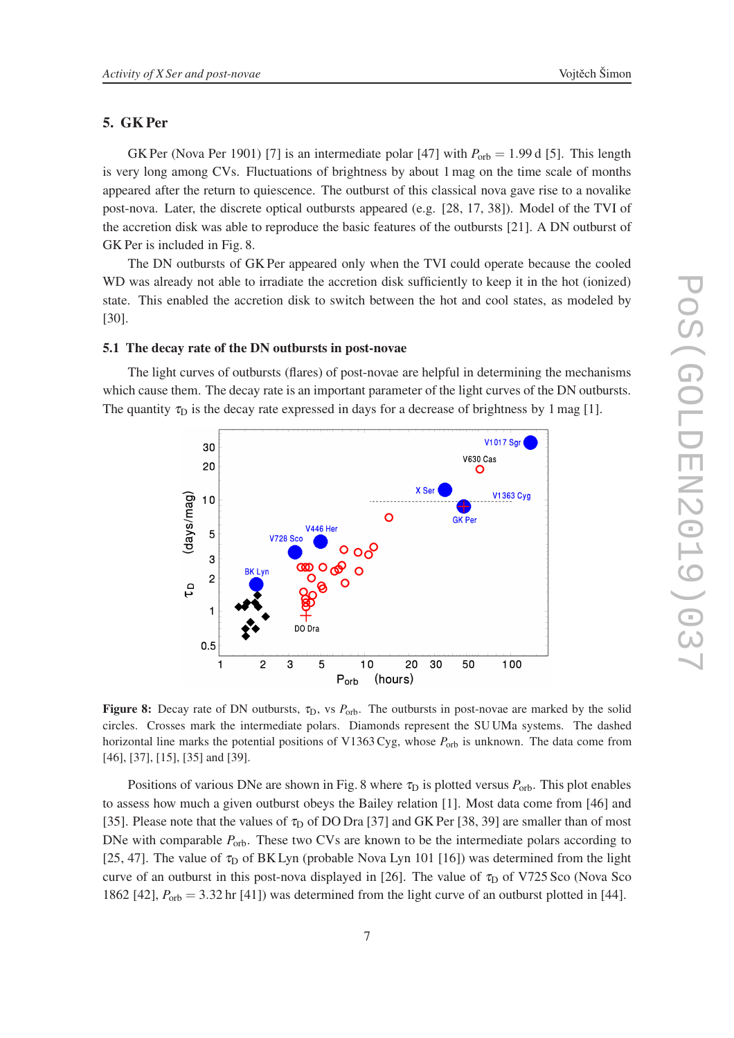## 5. GK Per

GK Per (Nova Per 1901) [7] is an intermediate polar [47] with $P_{orb} = 1.99$ d [5]. This length is very long among CVs. Fluctuations of brightness by about 1 mag on the time scale of months appeared after the return to quiescence. The outburst of this classical nova gave rise to a novalike post-nova. Later, the discrete optical outbursts appeared (e.g. [28, 17, 38]). Model of the TVI of the accretion disk was able to reproduce the basic features of the outbursts [21]. A DN outburst of GK Per is included in Fig. 8.

The DN outbursts of GK Per appeared only when the TVI could operate because the cooled WD was already not able to irradiate the accretion disk sufficiently to keep it in the hot (ionized) state. This enabled the accretion disk to switch between the hot and cool states, as modeled by [30].

### 5.1 The decay rate of the DN outbursts in post-novae

The light curves of outbursts (flares) of post-novae are helpful in determining the mechanisms which cause them. The decay rate is an important parameter of the light curves of the DN outbursts. The quantity $\tau_D$ is the decay rate expressed in days for a decrease of brightness by 1 mag [1].

**Figure 8:** Decay rate of DN outbursts, $\tau_D$, vs $P_{orb}$. The outbursts in post-novae are marked by the solid circles. Crosses mark the intermediate polars. Diamonds represent the SU UMa systems. The dashed horizontal line marks the potential positions of V1363 Cyg, whose $P_{orb}$ is unknown. The data come from [46], [37], [15], [35] and [39].

Positions of various DNe are shown in Fig. 8 where $\tau_D$ is plotted versus $P_{orb}$. This plot enables to assess how much a given outburst obeys the Bailey relation [1]. Most data come from [46] and [35]. Please note that the values of $\tau_D$ of DO Dra [37] and GK Per [38, 39] are smaller than of most DNe with comparable $P_{orb}$. These two CVs are known to be the intermediate polars according to [25, 47]. The value of $\tau_D$ of BK Lyn (probable Nova Lyn 101 [16]) was determined from the light curve of an outburst in this post-nova displayed in [26]. The value of $\tau_D$ of V725 Sco (Nova Sco 1862 [42], $P_{orb} = 3.32$ hr [41]) was determined from the light curve of an outburst plotted in [44].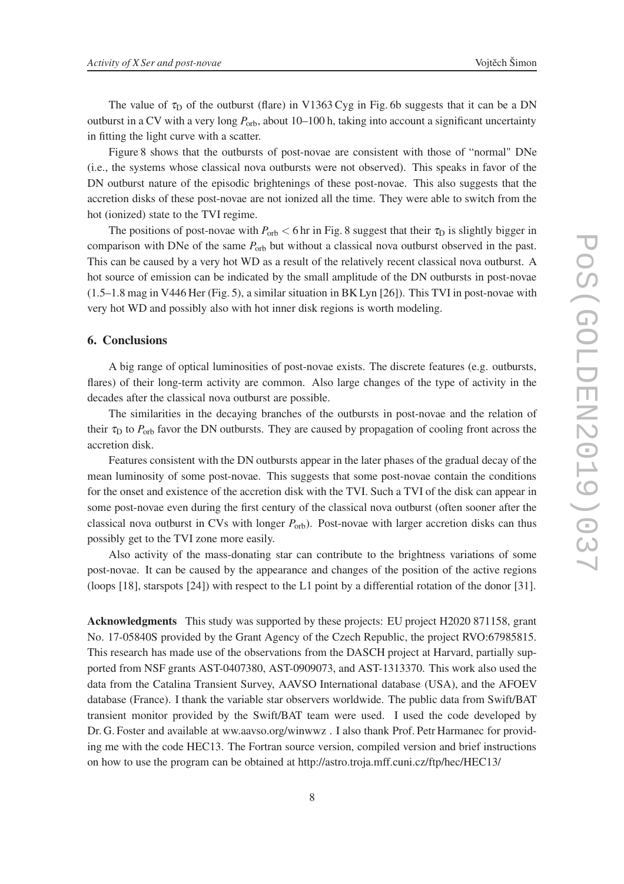The value of $\tau_D$ of the outburst (flare) in V1363 Cyg in Fig. 6b suggests that it can be a DN outburst in a CV with a very long $P_{orb}$, about 10–100 h, taking into account a significant uncertainty in fitting the light curve with a scatter.

Figure 8 shows that the outbursts of post-novae are consistent with those of "normal" DNe (i.e., the systems whose classical nova outbursts were not observed). This speaks in favor of the DN outburst nature of the episodic brightenings of these post-novae. This also suggests that the accretion disks of these post-novae are not ionized all the time. They were able to switch from the hot (ionized) state to the TVI regime.

The positions of post-novae with $P_{orb} < 6$ hr in Fig. 8 suggest that their $\tau_D$ is slightly bigger in comparison with DNe of the same $P_{orb}$ but without a classical nova outburst observed in the past. This can be caused by a very hot WD as a result of the relatively recent classical nova outburst. A hot source of emission can be indicated by the small amplitude of the DN outbursts in post-novae (1.5–1.8 mag in V446 Her (Fig. 5), a similar situation in BK Lyn [26]). This TVI in post-novae with very hot WD and possibly also with hot inner disk regions is worth modeling.

## 6. Conclusions

A big range of optical luminosities of post-novae exists. The discrete features (e.g. outbursts, flares) of their long-term activity are common. Also large changes of the type of activity in the decades after the classical nova outburst are possible.

The similarities in the decaying branches of the outbursts in post-novae and the relation of their $\tau_D$ to $P_{orb}$ favor the DN outbursts. They are caused by propagation of cooling front across the accretion disk.

Features consistent with the DN outbursts appear in the later phases of the gradual decay of the mean luminosity of some post-novae. This suggests that some post-novae contain the conditions for the onset and existence of the accretion disk with the TVI. Such a TVI of the disk can appear in some post-novae even during the first century of the classical nova outburst (often sooner after the classical nova outburst in CVs with longer $P_{orb}$). Post-novae with larger accretion disks can thus possibly get to the TVI zone more easily.

Also activity of the mass-donating star can contribute to the brightness variations of some post-novae. It can be caused by the appearance and changes of the position of the active regions (loops [18], starspots [24]) with respect to the L1 point by a differential rotation of the donor [31].

**Acknowledgments** This study was supported by these projects: EU project H2020 871158, grant No. 17-05840S provided by the Grant Agency of the Czech Republic, the project RVO:67985815. This research has made use of the observations from the DASCH project at Harvard, partially supported from NSF grants AST-0407380, AST-0909073, and AST-1313370. This work also used the data from the Catalina Transient Survey, AAVSO International database (USA), and the AFOEV database (France). I thank the variable star observers worldwide. The public data from Swift/BAT transient monitor provided by the Swift/BAT team were used. I used the code developed by Dr. G. Foster and available at ww.aavso.org/winwwz . I also thank Prof. Petr Harmanec for providing me with the code HEC13. The Fortran source version, compiled version and brief instructions on how to use the program can be obtained at http://astro.troja.mff.cuni.cz/ftp/hec/HEC13/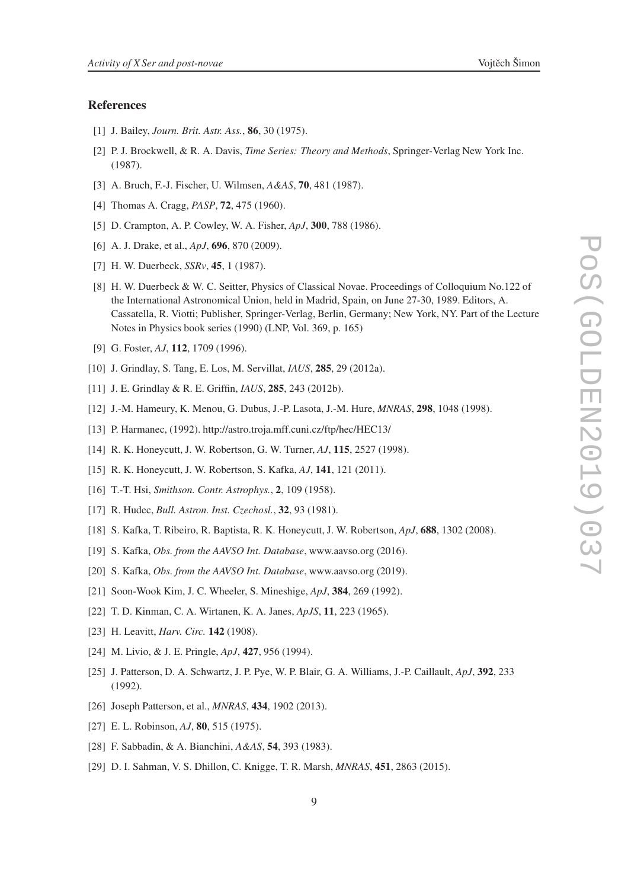## References

[1] J. Bailey, *Journ. Brit. Astr. Ass.*, **86**, 30 (1975).

[2] P. J. Brockwell, & R. A. Davis, *Time Series: Theory and Methods*, Springer-Verlag New York Inc. (1987).

[3] A. Bruch, F.-J. Fischer, U. Wilmsen, *A&AS*, **70**, 481 (1987).

[4] Thomas A. Cragg, *PASP*, **72**, 475 (1960).

[5] D. Crampton, A. P. Cowley, W. A. Fisher, *ApJ*, **300**, 788 (1986).

[6] A. J. Drake, et al., *ApJ*, **696**, 870 (2009).

[7] H. W. Duerbeck, *SSRv*, **45**, 1 (1987).

[8] H. W. Duerbeck & W. C. Seitter, Physics of Classical Novae. Proceedings of Colloquium No.122 of the International Astronomical Union, held in Madrid, Spain, on June 27-30, 1989. Editors, A. Cassatella, R. Viotti; Publisher, Springer-Verlag, Berlin, Germany; New York, NY. Part of the Lecture Notes in Physics book series (1990) (LNP, Vol. 369, p. 165)

[9] G. Foster, *AJ*, **112**, 1709 (1996).

[10] J. Grindlay, S. Tang, E. Los, M. Servillat, *IAUS*, **285**, 29 (2012a).

[11] J. E. Grindlay & R. E. Griffin, *IAUS*, **285**, 243 (2012b).

[12] J.-M. Hameury, K. Menou, G. Dubus, J.-P. Lasota, J.-M. Hure, *MNRAS*, **298**, 1048 (1998).

[13] P. Harmanec, (1992). http://astro.troja.mff.cuni.cz/ftp/hec/HEC13/

[14] R. K. Honeycutt, J. W. Robertson, G. W. Turner, *AJ*, **115**, 2527 (1998).

[15] R. K. Honeycutt, J. W. Robertson, S. Kafka, *AJ*, **141**, 121 (2011).

[16] T.-T. Hsi, *Smithson. Contr. Astrophys.*, **2**, 109 (1958).

[17] R. Hudec, *Bull. Astron. Inst. Czechosl.*, **32**, 93 (1981).

[18] S. Kafka, T. Ribeiro, R. Baptista, R. K. Honeycutt, J. W. Robertson, *ApJ*, **688**, 1302 (2008).

[19] S. Kafka, *Obs. from the AAVSO Int. Database*, www.aavso.org (2016).

[20] S. Kafka, *Obs. from the AAVSO Int. Database*, www.aavso.org (2019).

[21] Soon-Wook Kim, J. C. Wheeler, S. Mineshige, *ApJ*, **384**, 269 (1992).

[22] T. D. Kinman, C. A. Wirtanen, K. A. Janes, *ApJS*, **11**, 223 (1965).

[23] H. Leavitt, *Harv. Circ.* **142** (1908).

[24] M. Livio, & J. E. Pringle, *ApJ*, **427**, 956 (1994).

[25] J. Patterson, D. A. Schwartz, J. P. Pye, W. P. Blair, G. A. Williams, J.-P. Caillault, *ApJ*, **392**, 233 (1992).

[26] Joseph Patterson, et al., *MNRAS*, **434**, 1902 (2013).

[27] E. L. Robinson, *AJ*, **80**, 515 (1975).

[28] F. Sabbadin, & A. Bianchini, *A&AS*, **54**, 393 (1983).

[29] D. I. Sahman, V. S. Dhillon, C. Knigge, T. R. Marsh, *MNRAS*, **451**, 2863 (2015).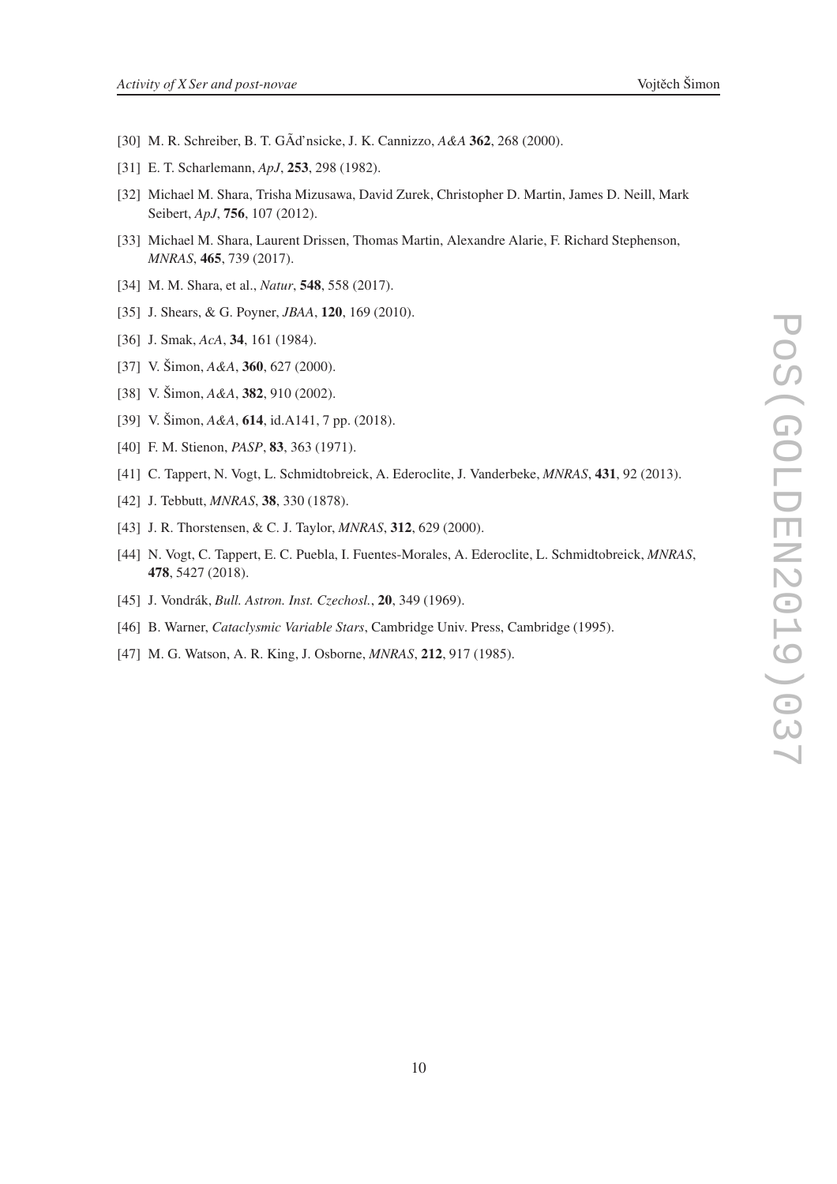[30] M. R. Schreiber, B. T. GÃď nsicke, J. K. Cannizzo, *A&A* **362**, 268 (2000).

[31] E. T. Scharlemann, *ApJ*, **253**, 298 (1982).

[32] Michael M. Shara, Trisha Mizusawa, David Zurek, Christopher D. Martin, James D. Neill, Mark Seibert, *ApJ*, **756**, 107 (2012).

[33] Michael M. Shara, Laurent Drissen, Thomas Martin, Alexandre Alarie, F. Richard Stephenson, *MNRAS*, **465**, 739 (2017).

[34] M. M. Shara, et al., *Natur*, **548**, 558 (2017).

[35] J. Shears, & G. Poyner, *JBAA*, **120**, 169 (2010).

[36] J. Smak, *AcA*, **34**, 161 (1984).

[37] V. Šimon, *A&A*, **360**, 627 (2000).

[38] V. Šimon, *A&A*, **382**, 910 (2002).

[39] V. Šimon, *A&A*, **614**, id.A141, 7 pp. (2018).

[40] F. M. Stienon, *PASP*, **83**, 363 (1971).

[41] C. Tappert, N. Vogt, L. Schmidtobreick, A. Ederoclite, J. Vanderbeke, *MNRAS*, **431**, 92 (2013).

[42] J. Tebbutt, *MNRAS*, **38**, 330 (1878).

[43] J. R. Thorstensen, & C. J. Taylor, *MNRAS*, **312**, 629 (2000).

[44] N. Vogt, C. Tappert, E. C. Puebla, I. Fuentes-Morales, A. Ederoclite, L. Schmidtobreick, *MNRAS*, **478**, 5427 (2018).

[45] J. Vondrák, *Bull. Astron. Inst. Czechosl.*, **20**, 349 (1969).

[46] B. Warner, *Cataclysmic Variable Stars*, Cambridge Univ. Press, Cambridge (1995).

[47] M. G. Watson, A. R. King, J. Osborne, *MNRAS*, **212**, 917 (1985).